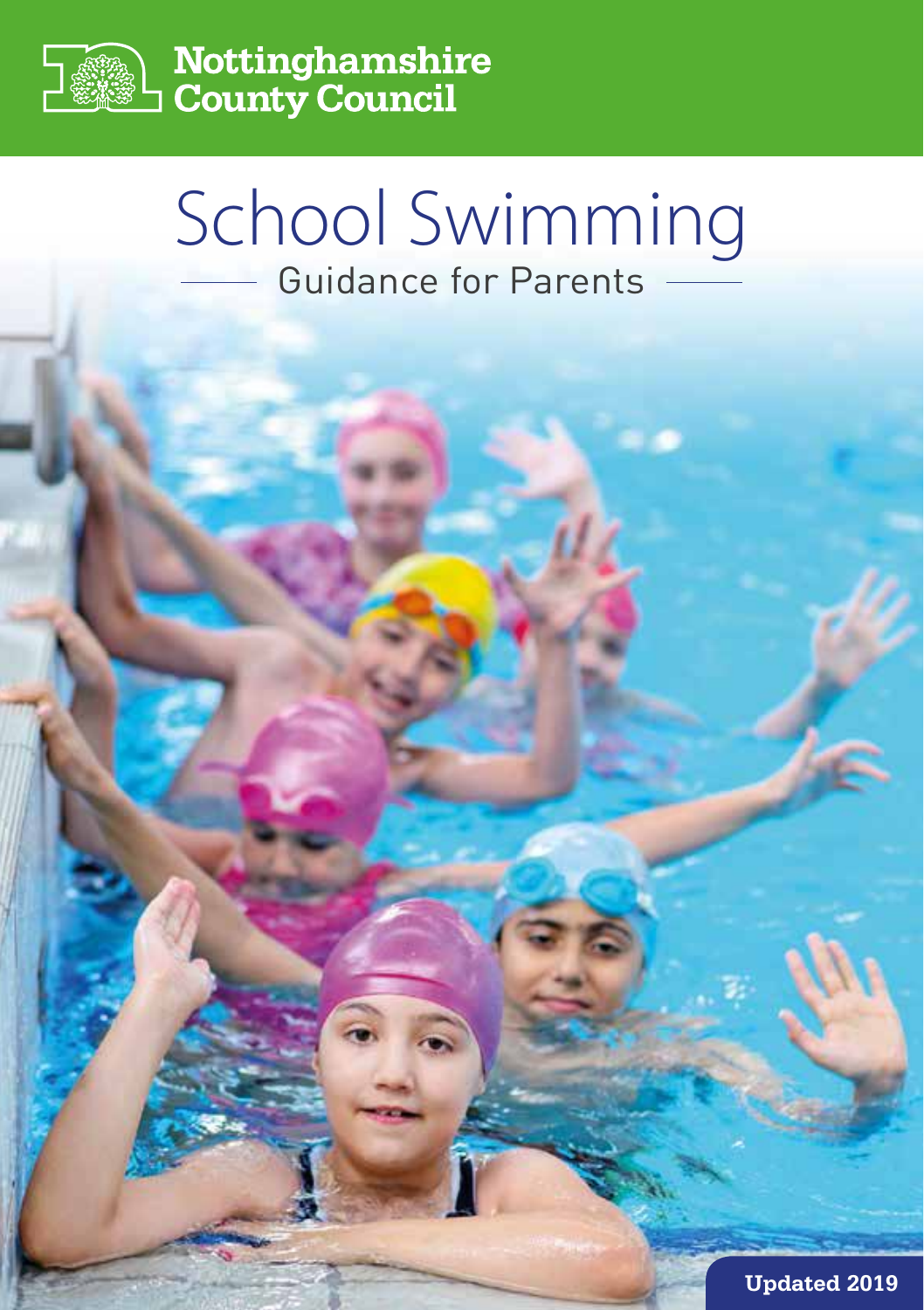Nottinghamshire County Council

# School Swimming

## Guidance for Parents

**Updated 2019**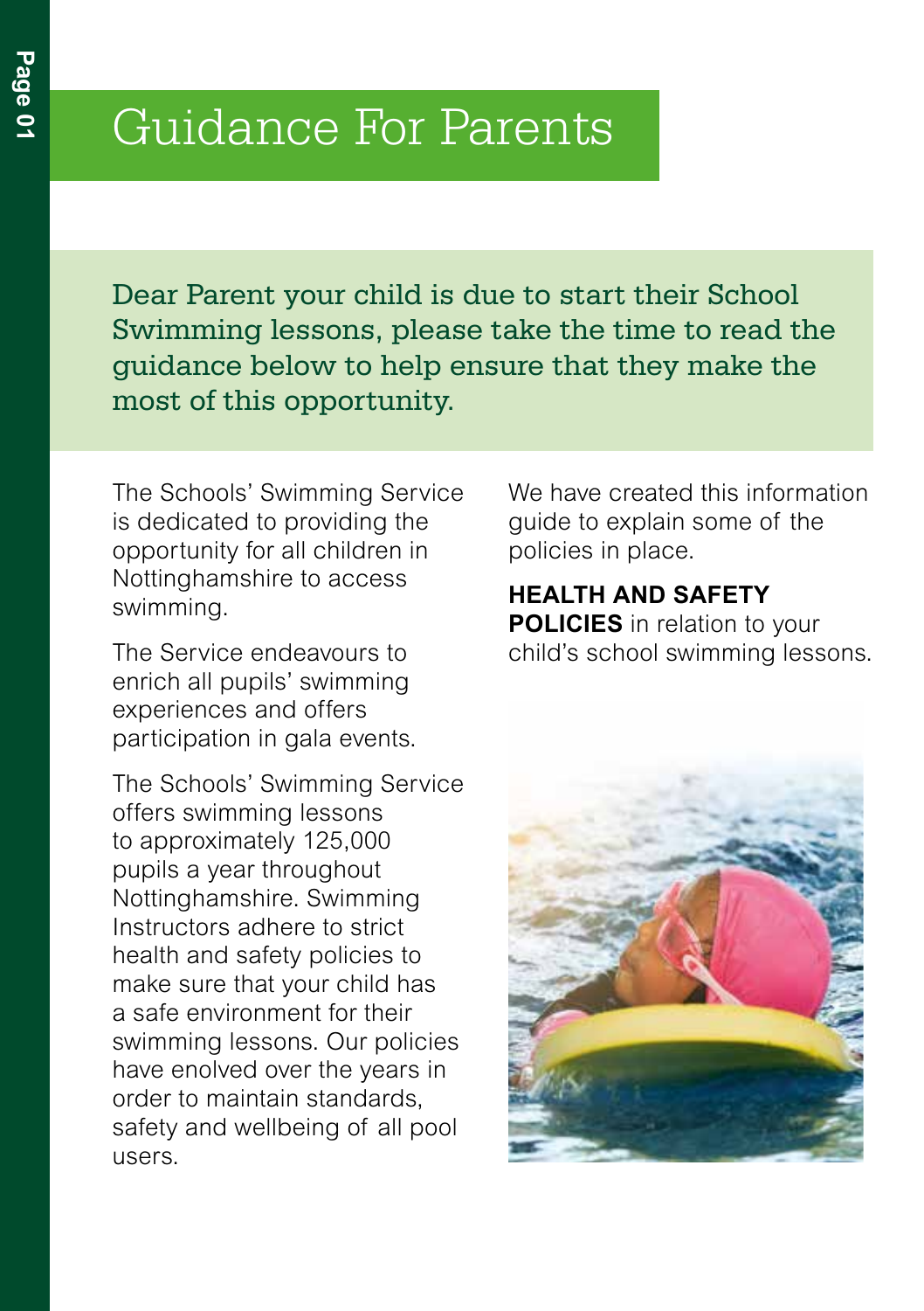# Guidance For Parents

Dear Parent your child is due to start their School Swimming lessons, please take the time to read the guidance below to help ensure that they make the most of this opportunity.

The Schools' Swimming Service is dedicated to providing the opportunity for all children in Nottinghamshire to access swimming.

The Service endeavours to enrich all pupils' swimming experiences and offers participation in gala events.

The Schools' Swimming Service offers swimming lessons to approximately 125,000 pupils a year throughout Nottinghamshire. Swimming Instructors adhere to strict health and safety policies to make sure that your child has a safe environment for their swimming lessons. Our policies have enolved over the years in order to maintain standards, safety and wellbeing of all pool users.

We have created this information guide to explain some of the policies in place.

**HEALTH AND SAFETY POLICIES** in relation to your child's school swimming lessons.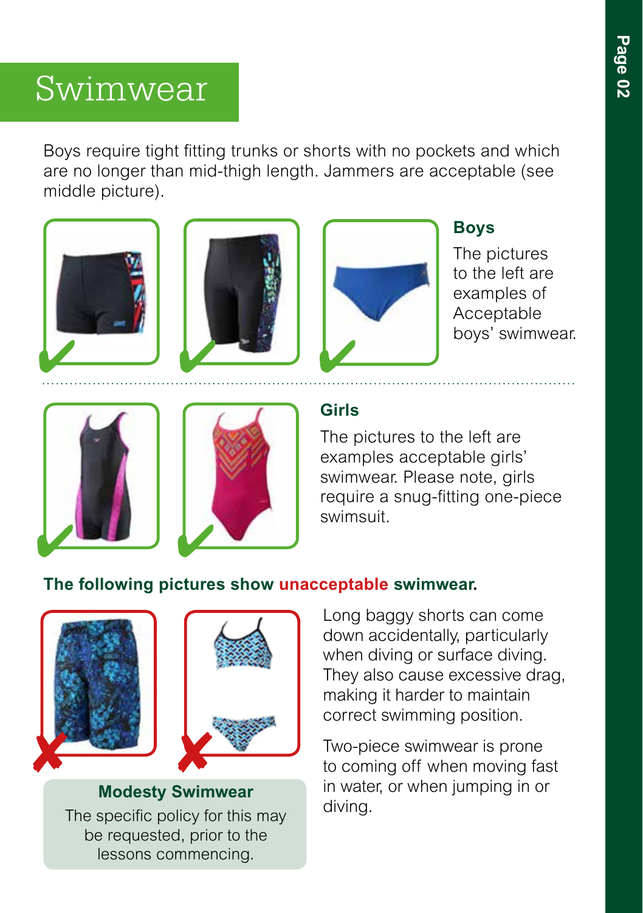# Swimwear

Boys require tight fitting trunks or shorts with no pockets and which are no longer than mid-thigh length. Jammers are acceptable (see middle picture).

### Boys

The pictures to the left are examples of Acceptable boys' swimwear.

### Girls

The pictures to the left are examples acceptable girls' swimwear. Please note, girls require a snug-fitting one-piece swimsuit.

### The following pictures show unacceptable swimwear.

Long baggy shorts can come down accidentally, particularly when diving or surface diving. They also cause excessive drag, making it harder to maintain correct swimming position.

Two-piece swimwear is prone to coming off when moving fast in water, or when jumping in or diving.

**Modesty Swimwear**

The specific policy for this may be requested, prior to the lessons commencing.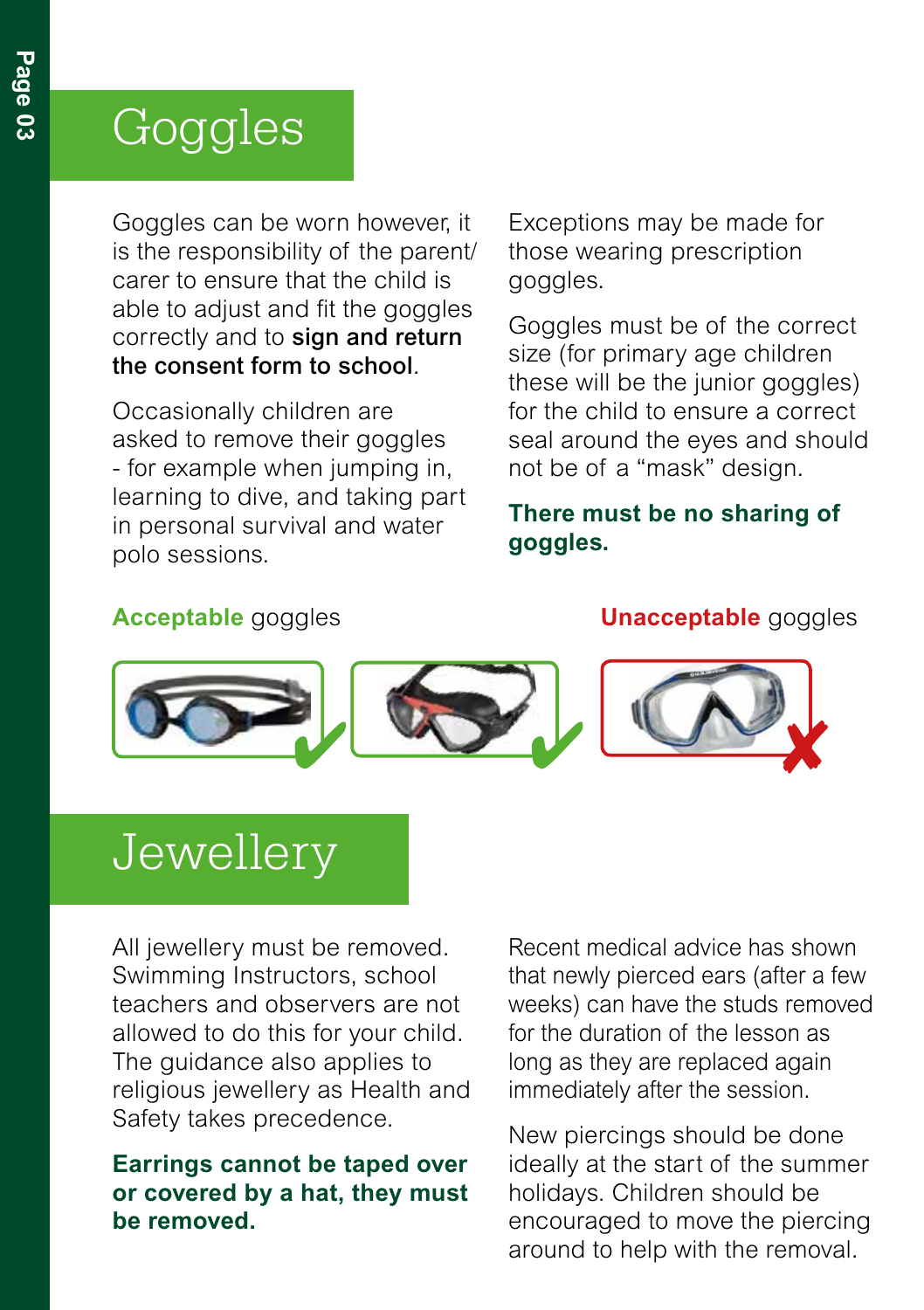# Goggles

Goggles can be worn however, it is the responsibility of the parent/carer to ensure that the child is able to adjust and fit the goggles correctly and to **sign and return the consent form to school**.

Occasionally children are asked to remove their goggles - for example when jumping in, learning to dive, and taking part in personal survival and water polo sessions.

Exceptions may be made for those wearing prescription goggles.

Goggles must be of the correct size (for primary age children these will be the junior goggles) for the child to ensure a correct seal around the eyes and should not be of a "mask" design.

**There must be no sharing of goggles.**

**Acceptable** goggles

**Unacceptable** goggles

# Jewellery

All jewellery must be removed. Swimming Instructors, school teachers and observers are not allowed to do this for your child. The guidance also applies to religious jewellery as Health and Safety takes precedence.

**Earrings cannot be taped over or covered by a hat, they must be removed.**

Recent medical advice has shown that newly pierced ears (after a few weeks) can have the studs removed for the duration of the lesson as long as they are replaced again immediately after the session.

New piercings should be done ideally at the start of the summer holidays. Children should be encouraged to move the piercing around to help with the removal.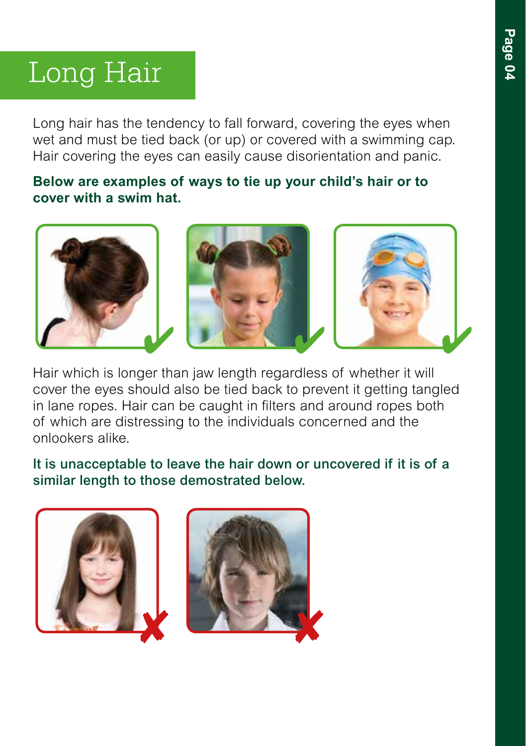# Long Hair

Long hair has the tendency to fall forward, covering the eyes when wet and must be tied back (or up) or covered with a swimming cap. Hair covering the eyes can easily cause disorientation and panic.

**Below are examples of ways to tie up your child's hair or to cover with a swim hat.**

Hair which is longer than jaw length regardless of whether it will cover the eyes should also be tied back to prevent it getting tangled in lane ropes. Hair can be caught in filters and around ropes both of which are distressing to the individuals concerned and the onlookers alike.

**It is unacceptable to leave the hair down or uncovered if it is of a similar length to those demostrated below.**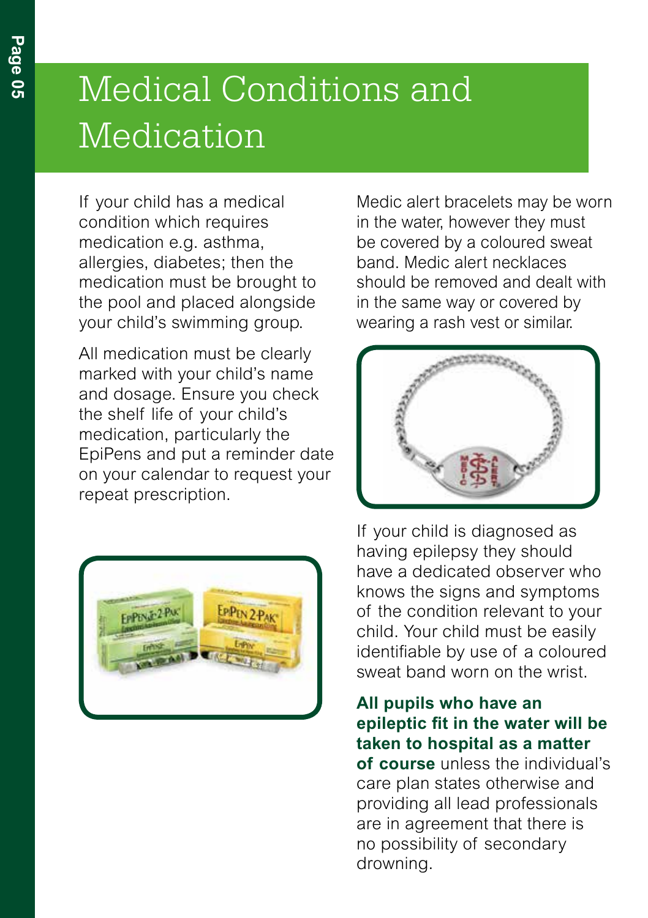# Medical Conditions and Medication

If your child has a medical condition which requires medication e.g. asthma, allergies, diabetes; then the medication must be brought to the pool and placed alongside your child's swimming group.

All medication must be clearly marked with your child's name and dosage. Ensure you check the shelf life of your child's medication, particularly the EpiPens and put a reminder date on your calendar to request your repeat prescription.

Medic alert bracelets may be worn in the water, however they must be covered by a coloured sweat band. Medic alert necklaces should be removed and dealt with in the same way or covered by wearing a rash vest or similar.

If your child is diagnosed as having epilepsy they should have a dedicated observer who knows the signs and symptoms of the condition relevant to your child. Your child must be easily identifiable by use of a coloured sweat band worn on the wrist.

**All pupils who have an epileptic fit in the water will be taken to hospital as a matter of course** unless the individual's care plan states otherwise and providing all lead professionals are in agreement that there is no possibility of secondary drowning.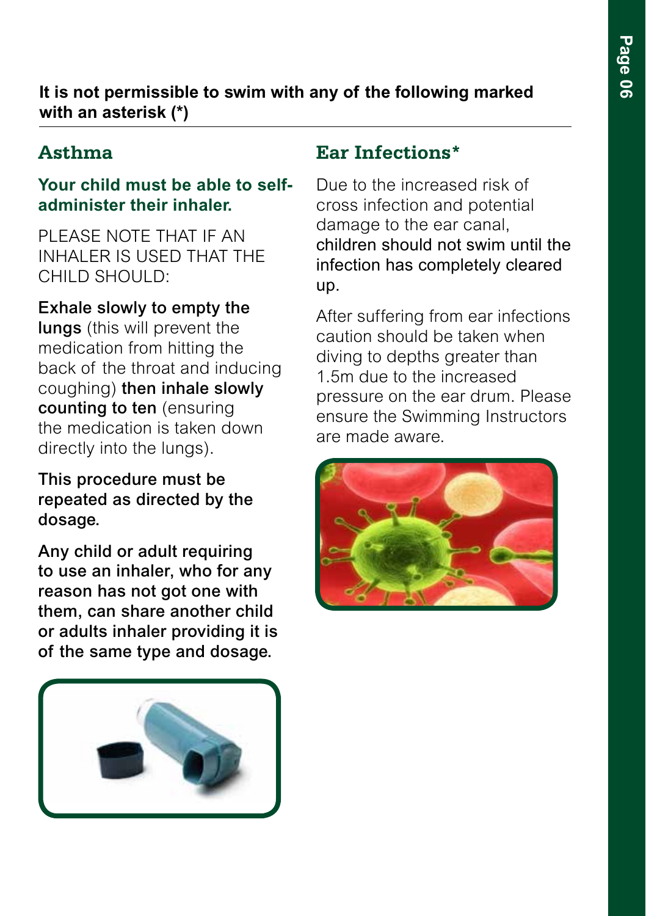**It is not permissible to swim with any of the following marked with an asterisk (*)**

## Asthma

**Your child must be able to self-administer their inhaler.**

PLEASE NOTE THAT IF AN INHALER IS USED THAT THE CHILD SHOULD:

**Exhale slowly to empty the lungs** (this will prevent the medication from hitting the back of the throat and inducing coughing) **then inhale slowly counting to ten** (ensuring the medication is taken down directly into the lungs).

**This procedure must be repeated as directed by the dosage.**

**Any child or adult requiring to use an inhaler, who for any reason has not got one with them, can share another child or adults inhaler providing it is of the same type and dosage.**

## Ear Infections*

Due to the increased risk of cross infection and potential damage to the ear canal, children should not swim until the infection has completely cleared up.

After suffering from ear infections caution should be taken when diving to depths greater than 1.5m due to the increased pressure on the ear drum. Please ensure the Swimming Instructors are made aware.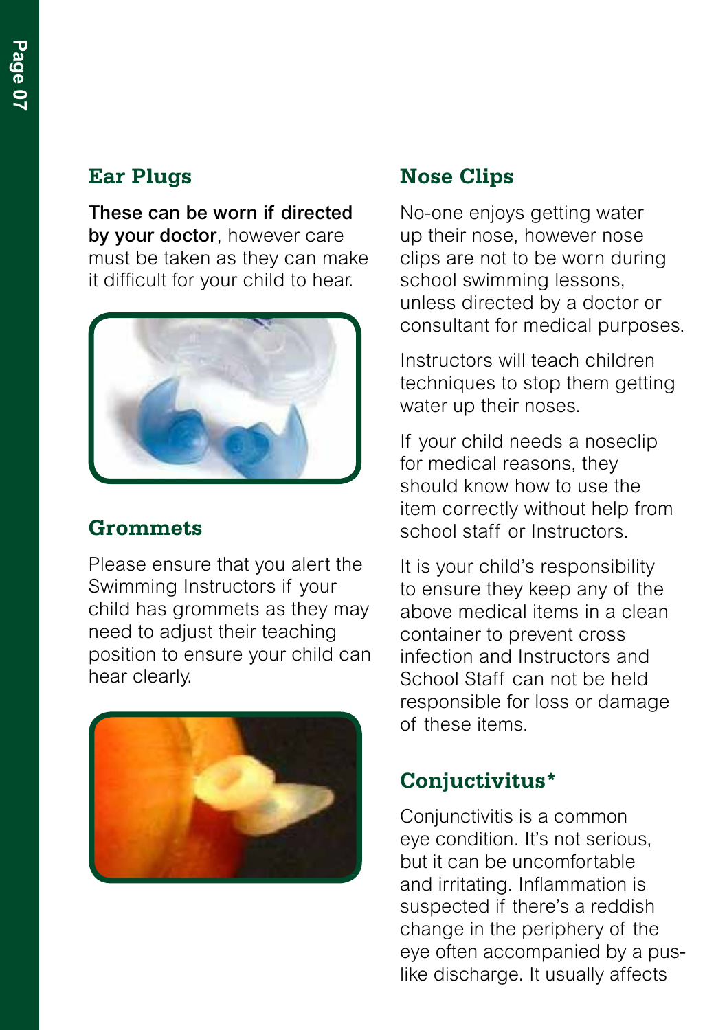## Ear Plugs

**These can be worn if directed by your doctor**, however care must be taken as they can make it difficult for your child to hear.

## Grommets

Please ensure that you alert the Swimming Instructors if your child has grommets as they may need to adjust their teaching position to ensure your child can hear clearly.

## Nose Clips

No-one enjoys getting water up their nose, however nose clips are not to be worn during school swimming lessons, unless directed by a doctor or consultant for medical purposes.

Instructors will teach children techniques to stop them getting water up their noses.

If your child needs a noseclip for medical reasons, they should know how to use the item correctly without help from school staff or Instructors.

It is your child's responsibility to ensure they keep any of the above medical items in a clean container to prevent cross infection and Instructors and School Staff can not be held responsible for loss or damage of these items.

## Conjuctivitus*

Conjunctivitis is a common eye condition. It's not serious, but it can be uncomfortable and irritating. Inflammation is suspected if there's a reddish change in the periphery of the eye often accompanied by a pus-like discharge. It usually affects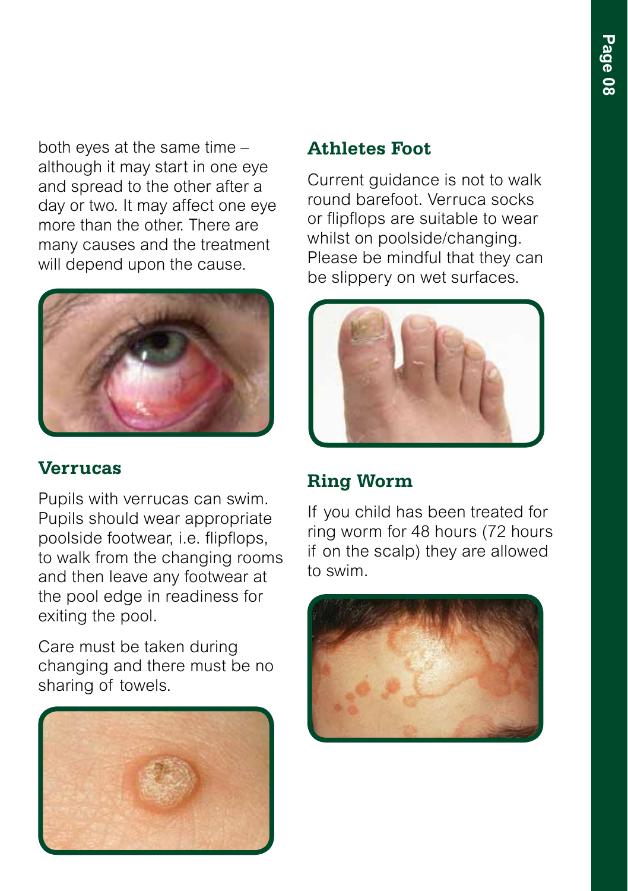both eyes at the same time – although it may start in one eye and spread to the other after a day or two. It may affect one eye more than the other. There are many causes and the treatment will depend upon the cause.

## Verrucas

Pupils with verrucas can swim. Pupils should wear appropriate poolside footwear, i.e. flipflops, to walk from the changing rooms and then leave any footwear at the pool edge in readiness for exiting the pool.

Care must be taken during changing and there must be no sharing of towels.

## Athletes Foot

Current guidance is not to walk round barefoot. Verruca socks or flipflops are suitable to wear whilst on poolside/changing. Please be mindful that they can be slippery on wet surfaces.

## Ring Worm

If you child has been treated for ring worm for 48 hours (72 hours if on the scalp) they are allowed to swim.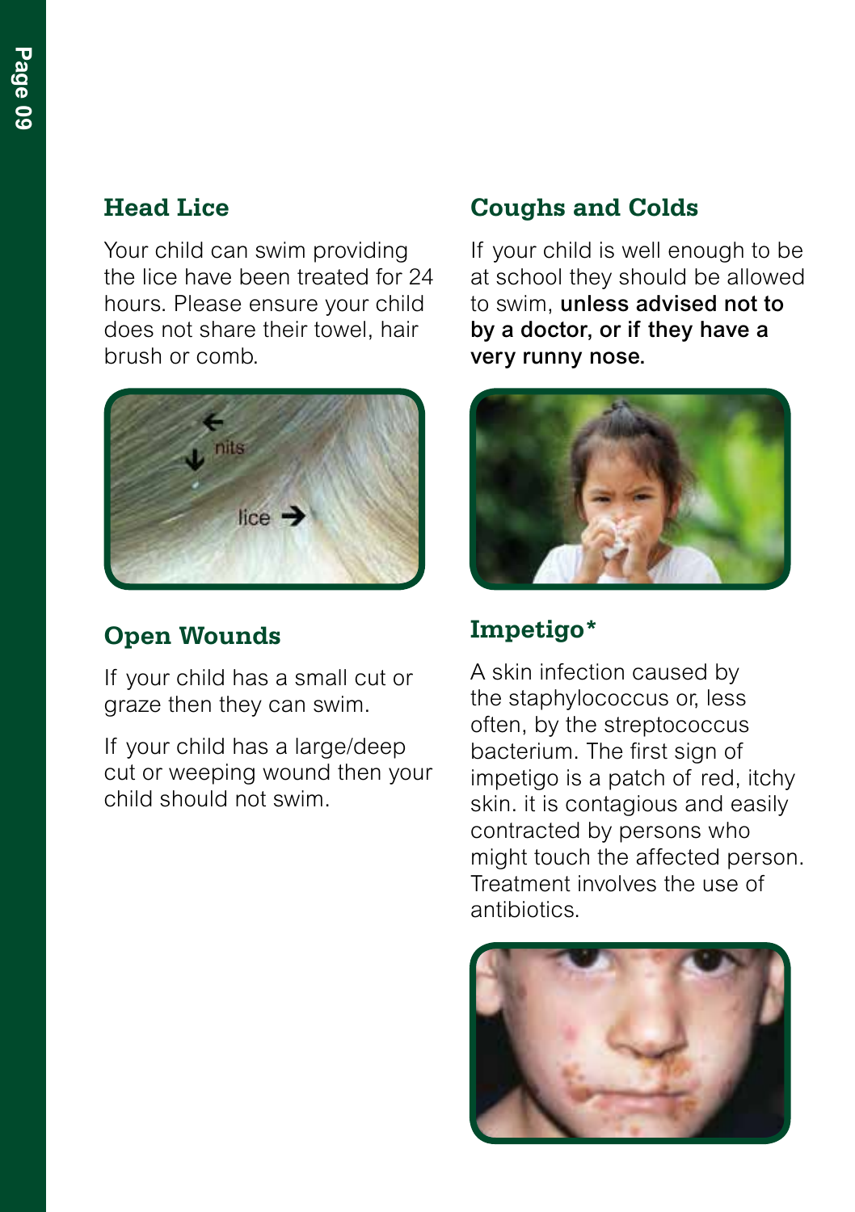## Head Lice

Your child can swim providing the lice have been treated for 24 hours. Please ensure your child does not share their towel, hair brush or comb.

## Open Wounds

If your child has a small cut or graze then they can swim.

If your child has a large/deep cut or weeping wound then your child should not swim.

## Coughs and Colds

If your child is well enough to be at school they should be allowed to swim, **unless advised not to by a doctor, or if they have a very runny nose.**

## Impetigo*

A skin infection caused by the staphylococcus or, less often, by the streptococcus bacterium. The first sign of impetigo is a patch of red, itchy skin. it is contagious and easily contracted by persons who might touch the affected person. Treatment involves the use of antibiotics.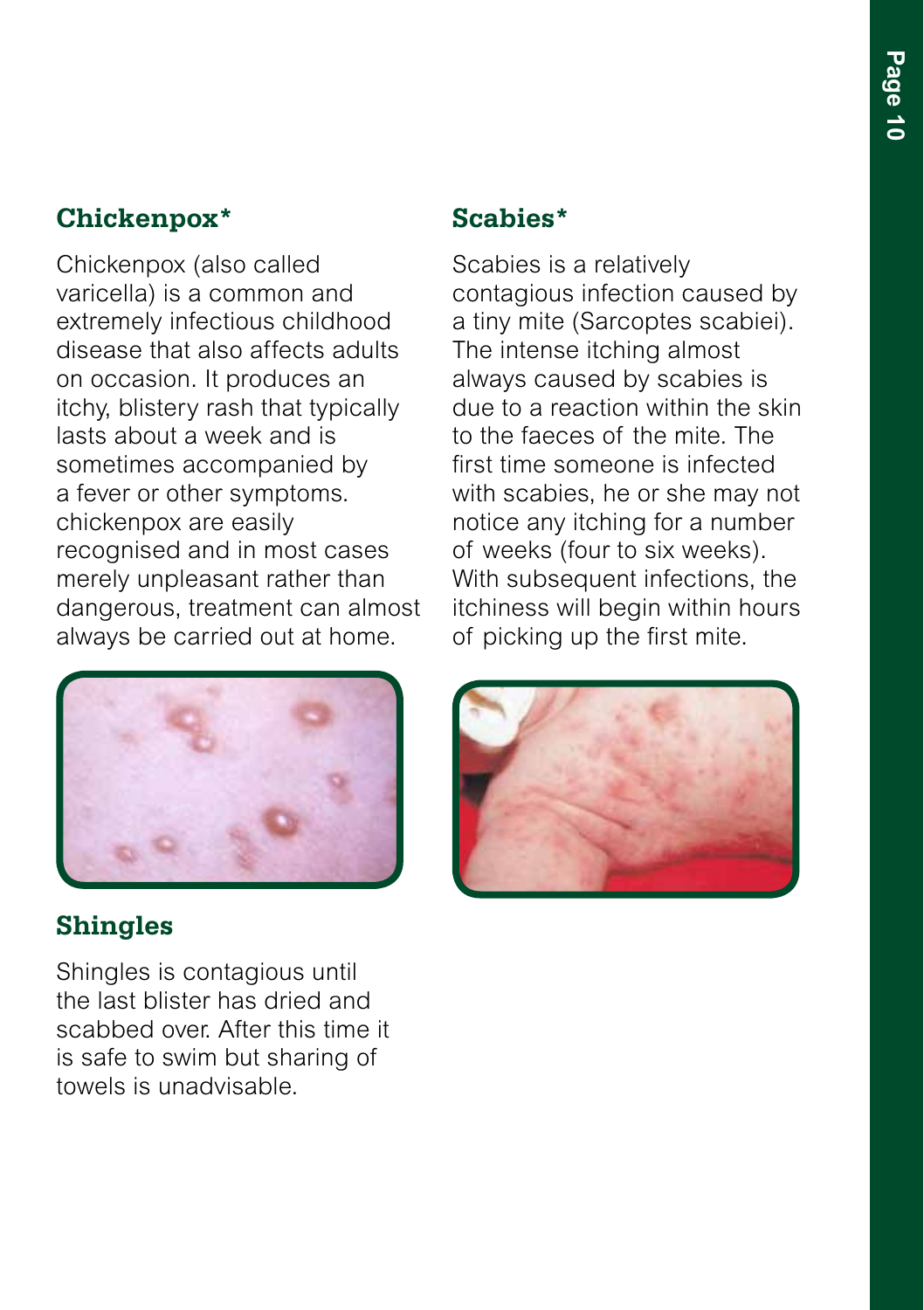## Chickenpox*

Chickenpox (also called varicella) is a common and extremely infectious childhood disease that also affects adults on occasion. It produces an itchy, blistery rash that typically lasts about a week and is sometimes accompanied by a fever or other symptoms. chickenpox are easily recognised and in most cases merely unpleasant rather than dangerous, treatment can almost always be carried out at home.

## Shingles

Shingles is contagious until the last blister has dried and scabbed over. After this time it is safe to swim but sharing of towels is unadvisable.

## Scabies*

Scabies is a relatively contagious infection caused by a tiny mite (Sarcoptes scabiei). The intense itching almost always caused by scabies is due to a reaction within the skin to the faeces of the mite. The first time someone is infected with scabies, he or she may not notice any itching for a number of weeks (four to six weeks). With subsequent infections, the itchiness will begin within hours of picking up the first mite.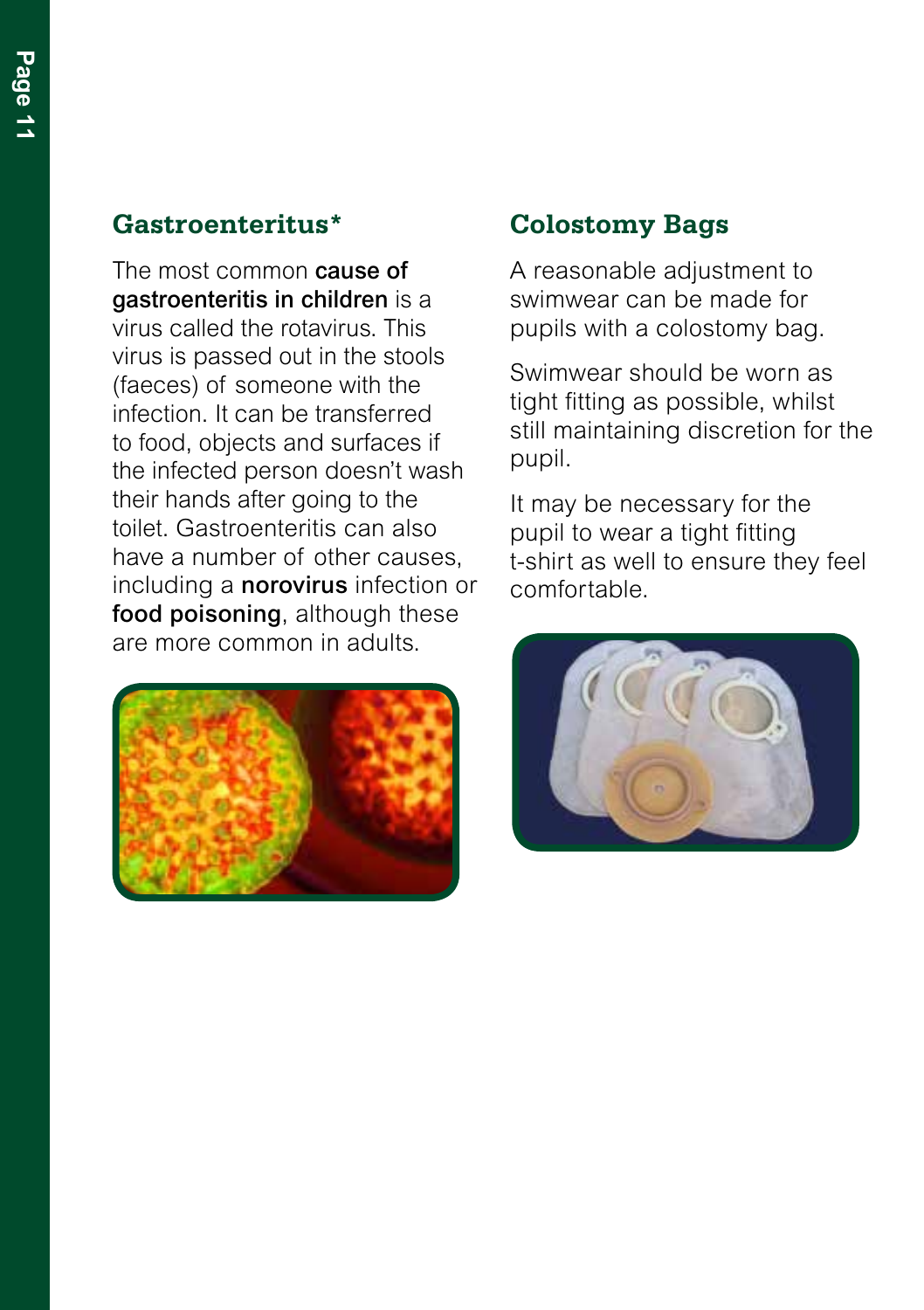## Gastroenteritis*

The most common **cause of gastroenteritis in children** is a virus called the rotavirus. This virus is passed out in the stools (faeces) of someone with the infection. It can be transferred to food, objects and surfaces if the infected person doesn't wash their hands after going to the toilet. Gastroenteritis can also have a number of other causes, including a **norovirus** infection or **food poisoning**, although these are more common in adults.

## Colostomy Bags

A reasonable adjustment to swimwear can be made for pupils with a colostomy bag.

Swimwear should be worn as tight fitting as possible, whilst still maintaining discretion for the pupil.

It may be necessary for the pupil to wear a tight fitting t-shirt as well to ensure they feel comfortable.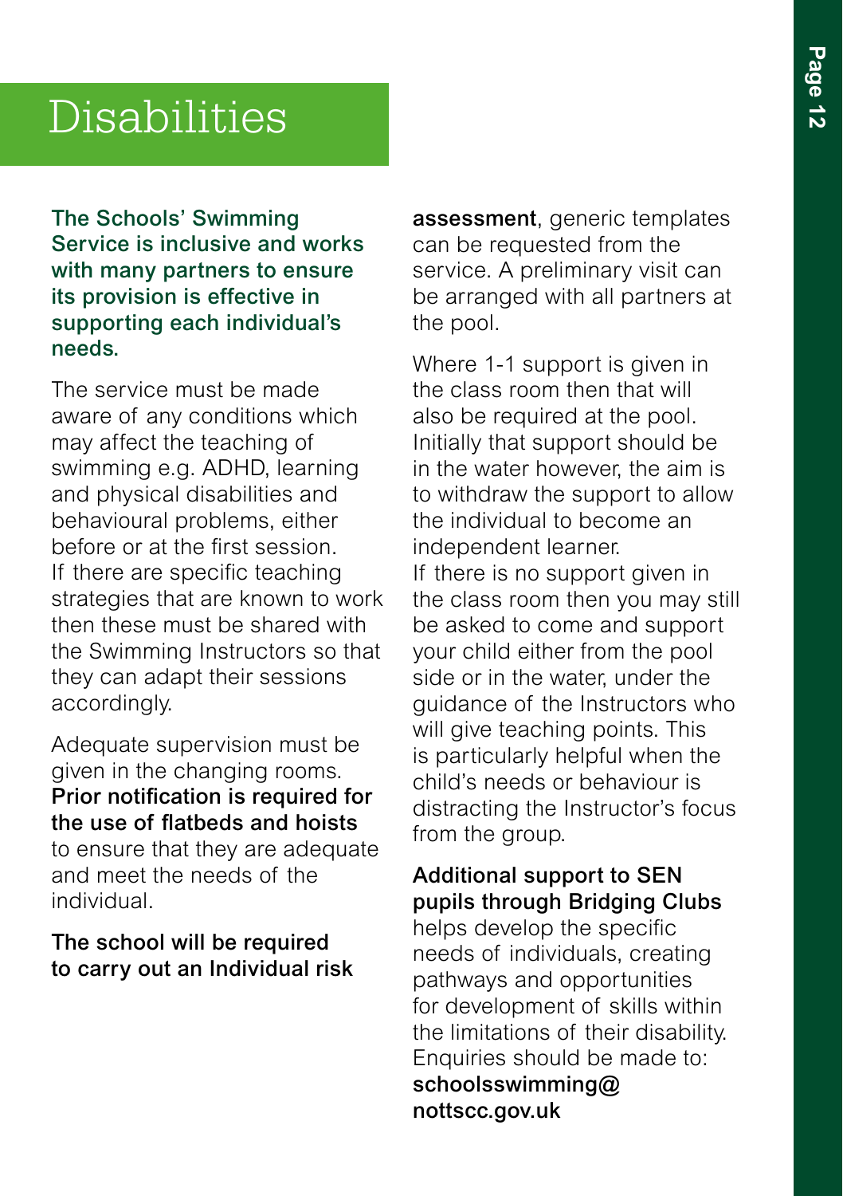# Disabilities

**The Schools' Swimming Service is inclusive and works with many partners to ensure its provision is effective in supporting each individual's needs.**

The service must be made aware of any conditions which may affect the teaching of swimming e.g. ADHD, learning and physical disabilities and behavioural problems, either before or at the first session. If there are specific teaching strategies that are known to work then these must be shared with the Swimming Instructors so that they can adapt their sessions accordingly.

Adequate supervision must be given in the changing rooms. **Prior notification is required for the use of flatbeds and hoists** to ensure that they are adequate and meet the needs of the individual.

**The school will be required to carry out an Individual risk assessment**, generic templates can be requested from the service. A preliminary visit can be arranged with all partners at the pool.

Where 1-1 support is given in the class room then that will also be required at the pool. Initially that support should be in the water however, the aim is to withdraw the support to allow the individual to become an independent learner.
If there is no support given in the class room then you may still be asked to come and support your child either from the pool side or in the water, under the guidance of the Instructors who will give teaching points. This is particularly helpful when the child's needs or behaviour is distracting the Instructor's focus from the group.

**Additional support to SEN pupils through Bridging Clubs** helps develop the specific needs of individuals, creating pathways and opportunities for development of skills within the limitations of their disability. Enquiries should be made to: **schoolsswimming@nottscc.gov.uk**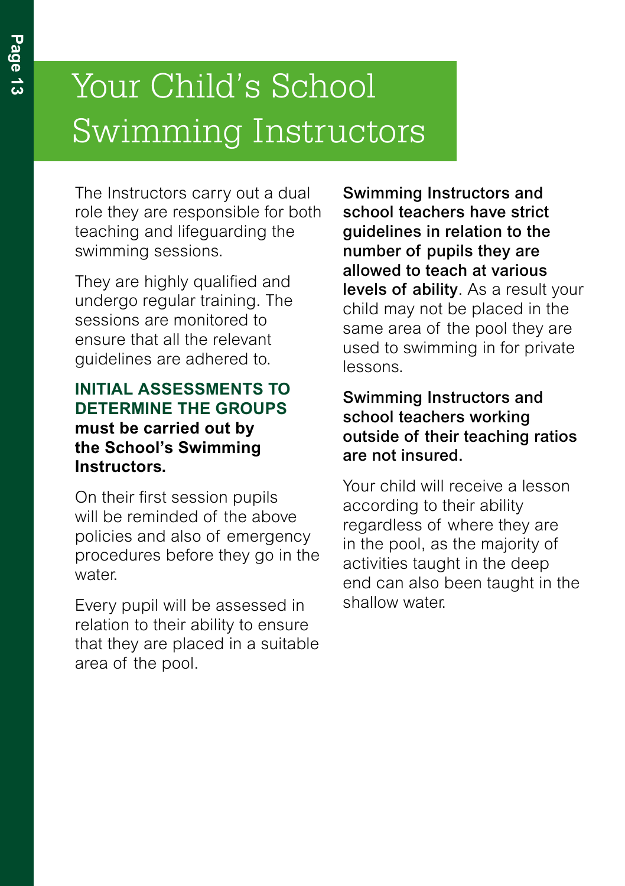# Your Child's School Swimming Instructors

The Instructors carry out a dual role they are responsible for both teaching and lifeguarding the swimming sessions.

They are highly qualified and undergo regular training. The sessions are monitored to ensure that all the relevant guidelines are adhered to.

**INITIAL ASSESSMENTS TO DETERMINE THE GROUPS must be carried out by the School's Swimming Instructors.**

On their first session pupils will be reminded of the above policies and also of emergency procedures before they go in the water.

Every pupil will be assessed in relation to their ability to ensure that they are placed in a suitable area of the pool.

**Swimming Instructors and school teachers have strict guidelines in relation to the number of pupils they are allowed to teach at various levels of ability**. As a result your child may not be placed in the same area of the pool they are used to swimming in for private lessons.

**Swimming Instructors and school teachers working outside of their teaching ratios are not insured.**

Your child will receive a lesson according to their ability regardless of where they are in the pool, as the majority of activities taught in the deep end can also been taught in the shallow water.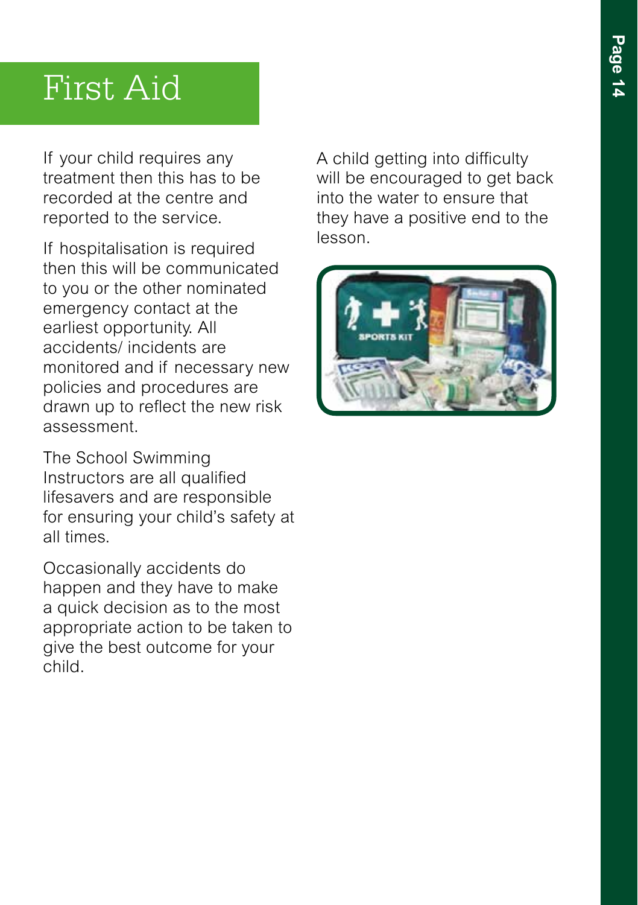# First Aid

If your child requires any treatment then this has to be recorded at the centre and reported to the service.

If hospitalisation is required then this will be communicated to you or the other nominated emergency contact at the earliest opportunity. All accidents/ incidents are monitored and if necessary new policies and procedures are drawn up to reflect the new risk assessment.

The School Swimming Instructors are all qualified lifesavers and are responsible for ensuring your child's safety at all times.

Occasionally accidents do happen and they have to make a quick decision as to the most appropriate action to be taken to give the best outcome for your child.

A child getting into difficulty will be encouraged to get back into the water to ensure that they have a positive end to the lesson.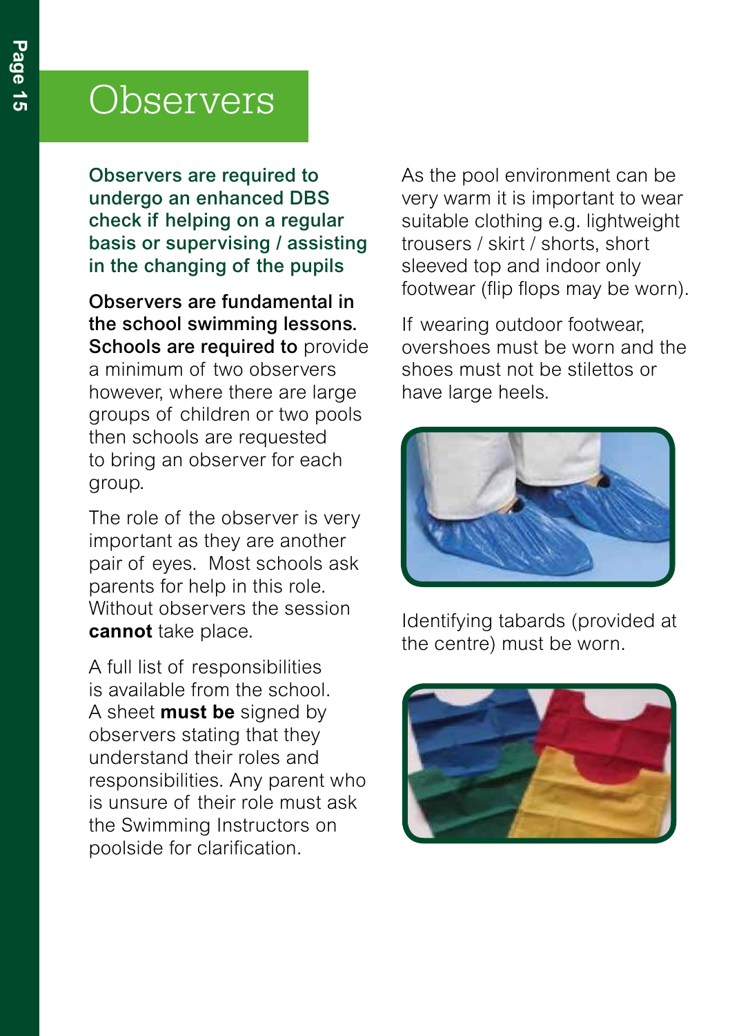# Observers

**Observers are required to undergo an enhanced DBS check if helping on a regular basis or supervising / assisting in the changing of the pupils**

**Observers are fundamental in the school swimming lessons. Schools are required to** provide a minimum of two observers however, where there are large groups of children or two pools then schools are requested to bring an observer for each group.

The role of the observer is very important as they are another pair of eyes. Most schools ask parents for help in this role. Without observers the session **cannot** take place.

A full list of responsibilities is available from the school. A sheet **must be** signed by observers stating that they understand their roles and responsibilities. Any parent who is unsure of their role must ask the Swimming Instructors on poolside for clarification.

As the pool environment can be very warm it is important to wear suitable clothing e.g. lightweight trousers / skirt / shorts, short sleeved top and indoor only footwear (flip flops may be worn).

If wearing outdoor footwear, overshoes must be worn and the shoes must not be stilettos or have large heels.

Identifying tabards (provided at the centre) must be worn.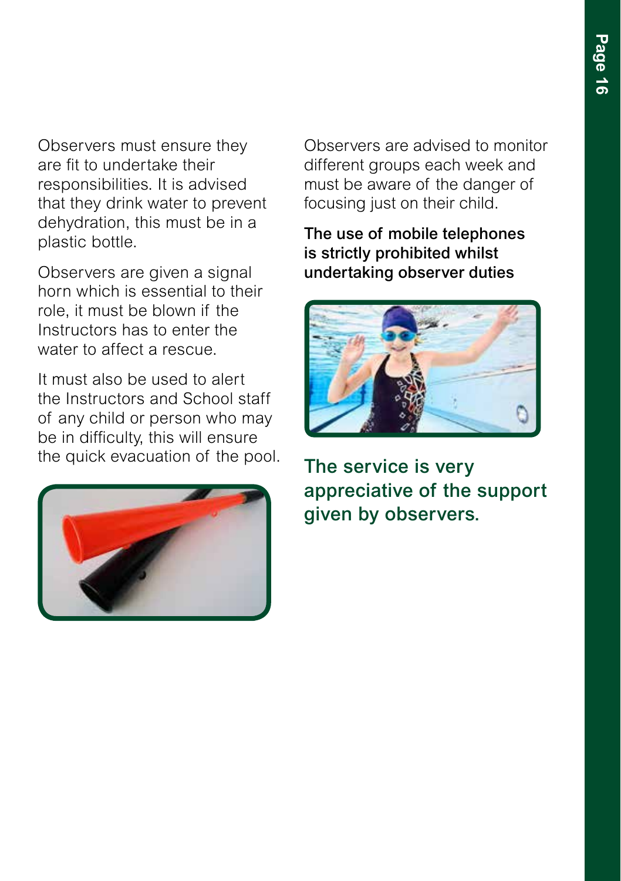Observers must ensure they are fit to undertake their responsibilities. It is advised that they drink water to prevent dehydration, this must be in a plastic bottle.

Observers are given a signal horn which is essential to their role, it must be blown if the Instructors has to enter the water to affect a rescue.

It must also be used to alert the Instructors and School staff of any child or person who may be in difficulty, this will ensure the quick evacuation of the pool.

Observers are advised to monitor different groups each week and must be aware of the danger of focusing just on their child.

**The use of mobile telephones is strictly prohibited whilst undertaking observer duties**

**The service is very appreciative of the support given by observers.**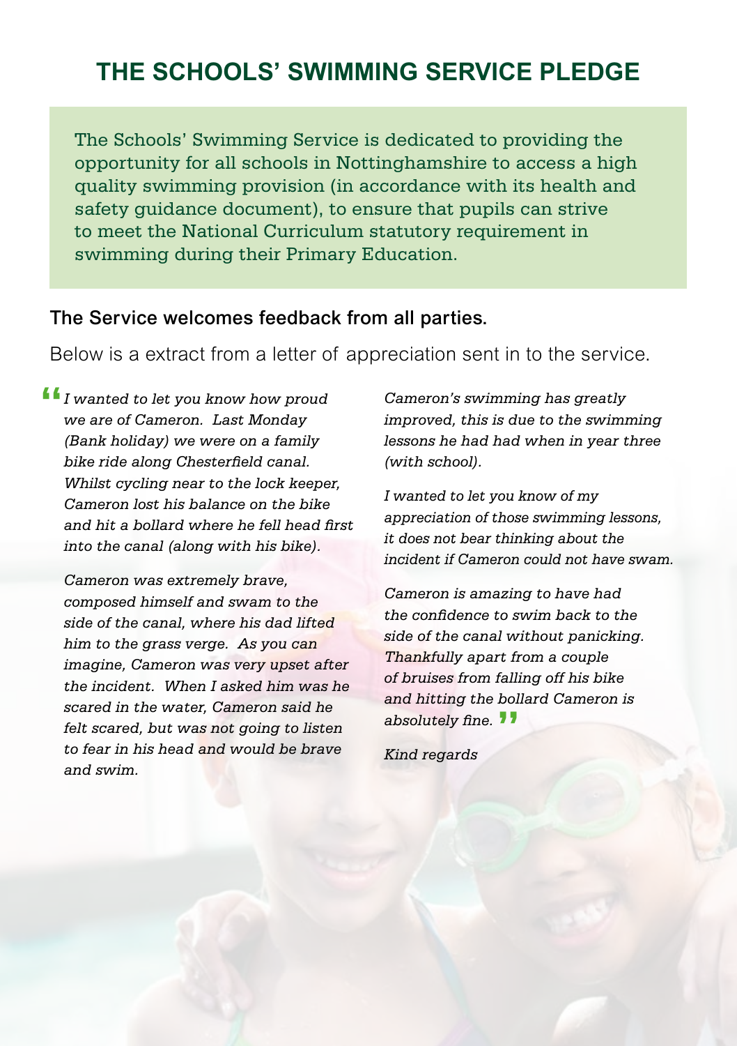# THE SCHOOLS' SWIMMING SERVICE PLEDGE

The Schools' Swimming Service is dedicated to providing the opportunity for all schools in Nottinghamshire to access a high quality swimming provision (in accordance with its health and safety guidance document), to ensure that pupils can strive to meet the National Curriculum statutory requirement in swimming during their Primary Education.

**The Service welcomes feedback from all parties.**

Below is a extract from a letter of appreciation sent in to the service.

> *I wanted to let you know how proud we are of Cameron. Last Monday (Bank holiday) we were on a family bike ride along Chesterfield canal. Whilst cycling near to the lock keeper, Cameron lost his balance on the bike and hit a bollard where he fell head first into the canal (along with his bike).*
>
> *Cameron was extremely brave, composed himself and swam to the side of the canal, where his dad lifted him to the grass verge. As you can imagine, Cameron was very upset after the incident. When I asked him was he scared in the water, Cameron said he felt scared, but was not going to listen to fear in his head and would be brave and swim.*
>
> *Cameron's swimming has greatly improved, this is due to the swimming lessons he had had when in year three (with school).*
>
> *I wanted to let you know of my appreciation of those swimming lessons, it does not bear thinking about the incident if Cameron could not have swam.*
>
> *Cameron is amazing to have had the confidence to swim back to the side of the canal without panicking. Thankfully apart from a couple of bruises from falling off his bike and hitting the bollard Cameron is absolutely fine.*

*Kind regards*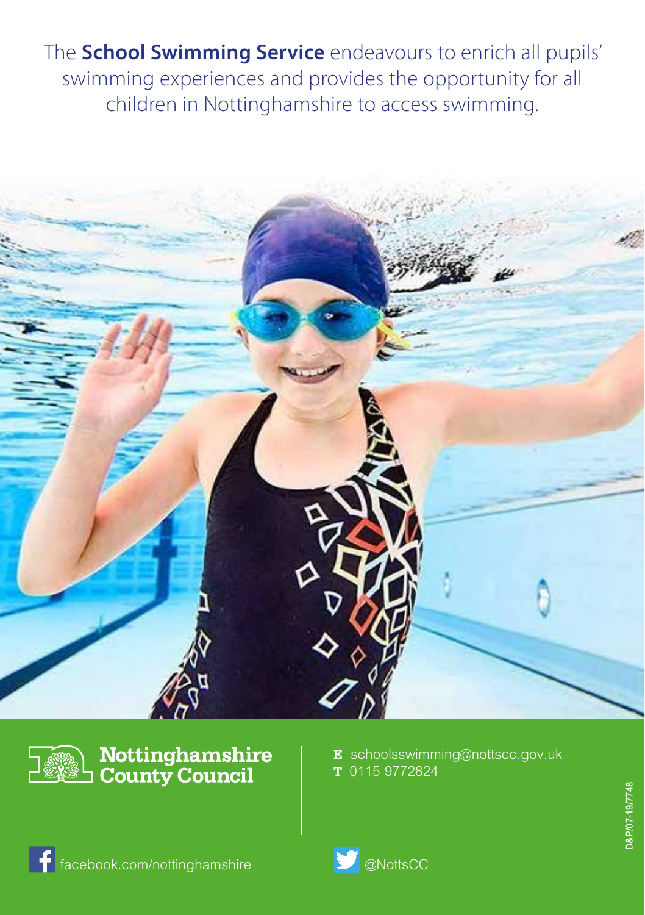The **School Swimming Service** endeavours to enrich all pupils' swimming experiences and provides the opportunity for all children in Nottinghamshire to access swimming.

Nottinghamshire County Council

**E** schoolsswimming@nottscc.gov.uk
**T** 0115 9772824

facebook.com/nottinghamshire

@NottsCC

D&P/07-19/7748